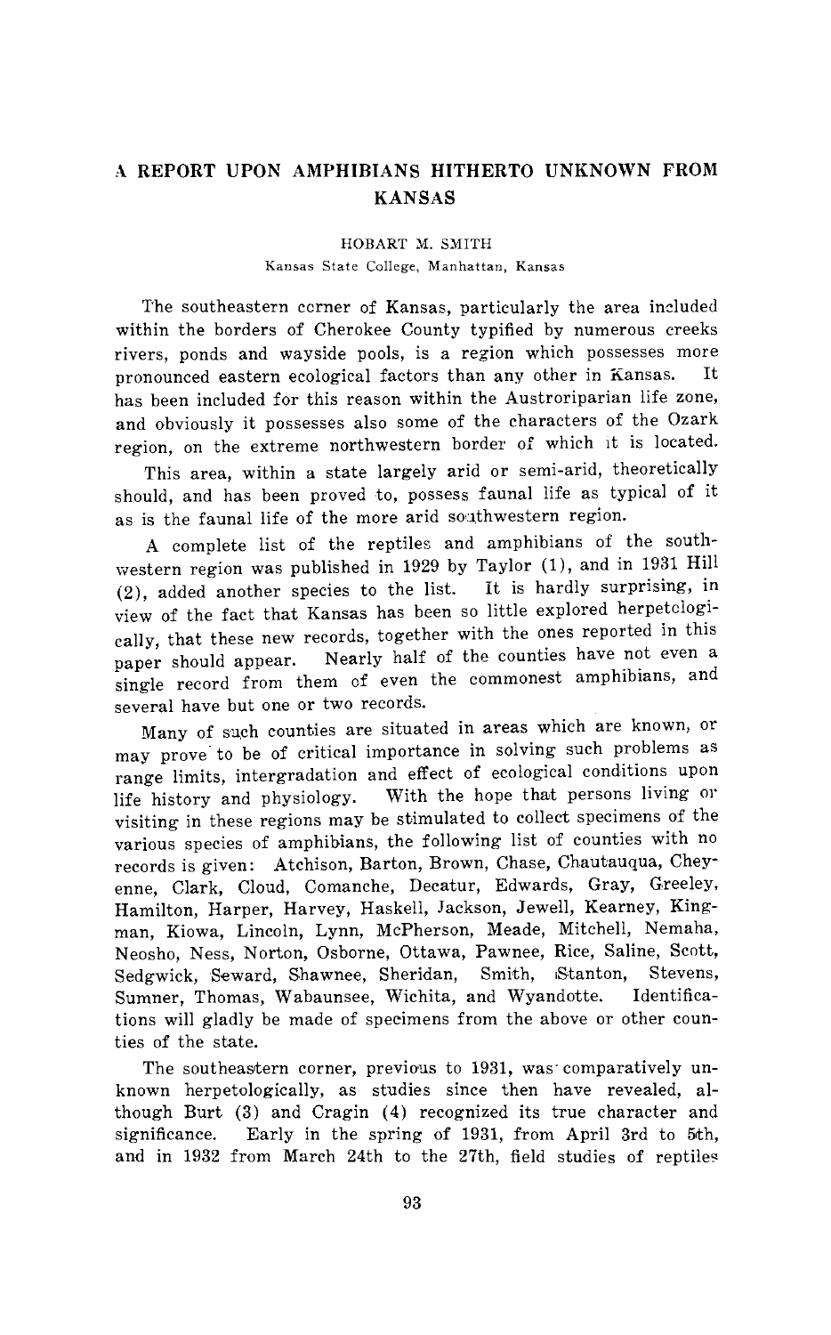# A REPORT UPON AMPHIBIANS HITHERTO UNKNOWN FROM KANSAS

HOBART M. SMITH

Kansas State College, Manhattan, Kansas

The southeastern corner of Kansas, particularly the area included within the borders of Cherokee County typified by numerous creeks rivers, ponds and wayside pools, is a region which possesses more pronounced eastern ecological factors than any other in Kansas. It has been included for this reason within the Austroriparian life zone, and obviously it possesses also some of the characters of the Ozark region, on the extreme northwestern border of which it is located.

This area, within a state largely arid or semi-arid, theoretically should, and has been proved to, possess faunal life as typical of it as is the faunal life of the more arid southwestern region.

A complete list of the reptiles and amphibians of the southwestern region was published in 1929 by Taylor (1), and in 1931 Hill (2), added another species to the list. It is hardly surprising, in view of the fact that Kansas has been so little explored herpetologically, that these new records, together with the ones reported in this paper should appear. Nearly half of the counties have not even a single record from them of even the commonest amphibians, and several have but one or two records.

Many of such counties are situated in areas which are known, or may prove to be of critical importance in solving such problems as range limits, intergradation and effect of ecological conditions upon life history and physiology. With the hope that persons living or visiting in these regions may be stimulated to collect specimens of the various species of amphibians, the following list of counties with no records is given: Atchison, Barton, Brown, Chase, Chautauqua, Cheyenne, Clark, Cloud, Comanche, Decatur, Edwards, Gray, Greeley, Hamilton, Harper, Harvey, Haskell, Jackson, Jewell, Kearney, Kingman, Kiowa, Lincoln, Lynn, McPherson, Meade, Mitchell, Nemaha, Neosho, Ness, Norton, Osborne, Ottawa, Pawnee, Rice, Saline, Scott, Sedgwick, Seward, Shawnee, Sheridan, Smith, Stanton, Stevens, Sumner, Thomas, Wabaunsee, Wichita, and Wyandotte. Identifications will gladly be made of specimens from the above or other counties of the state.

The southeastern corner, previous to 1931, was comparatively unknown herpetologically, as studies since then have revealed, although Burt (3) and Cragin (4) recognized its true character and significance. Early in the spring of 1931, from April 3rd to 5th, and in 1932 from March 24th to the 27th, field studies of reptiles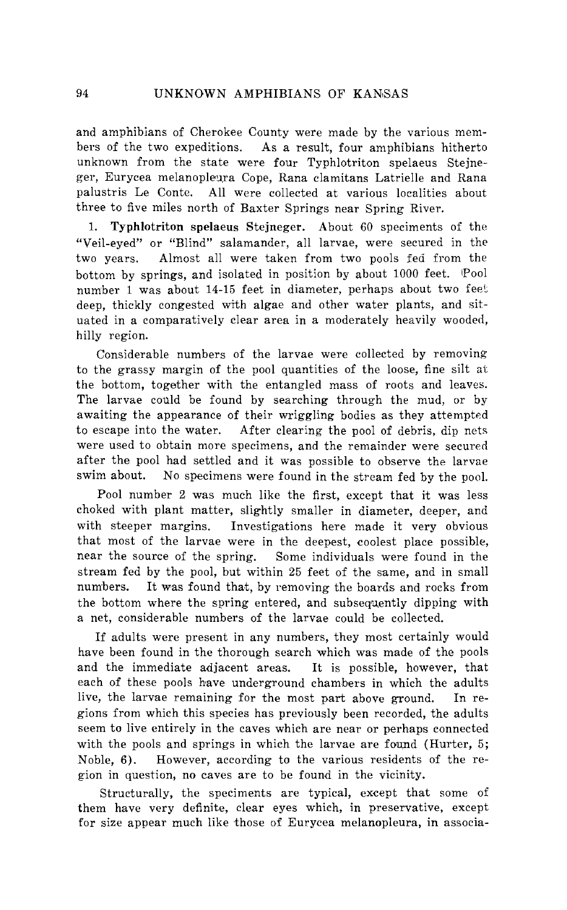and amphibians of Cherokee County were made by the various members of the two expeditions. As a result, four amphibians hitherto unknown from the state were four Typhlotriton spelaeus Stejneger, Eurycea melanopleura Cope, Rana clamitans Latrielle and Rana palustris Le Conte. All were collected at various localities about three to five miles north of Baxter Springs near Spring River.

1. **Typhlotriton spelaeus Stejneger.** About 60 speciments of the "Veil-eyed" or "Blind" salamander, all larvae, were secured in the two years. Almost all were taken from two pools fed from the bottom by springs, and isolated in position by about 1000 feet. Pool number 1 was about 14-15 feet in diameter, perhaps about two feet deep, thickly congested with algae and other water plants, and situated in a comparatively clear area in a moderately heavily wooded, hilly region.

Considerable numbers of the larvae were collected by removing to the grassy margin of the pool quantities of the loose, fine silt at the bottom, together with the entangled mass of roots and leaves. The larvae could be found by searching through the mud, or by awaiting the appearance of their wriggling bodies as they attempted to escape into the water. After clearing the pool of debris, dip nets were used to obtain more specimens, and the remainder were secured after the pool had settled and it was possible to observe the larvae swim about. No specimens were found in the stream fed by the pool.

Pool number 2 was much like the first, except that it was less choked with plant matter, slightly smaller in diameter, deeper, and with steeper margins. Investigations here made it very obvious that most of the larvae were in the deepest, coolest place possible, near the source of the spring. Some individuals were found in the stream fed by the pool, but within 25 feet of the same, and in small numbers. It was found that, by removing the boards and rocks from the bottom where the spring entered, and subsequently dipping with a net, considerable numbers of the larvae could be collected.

If adults were present in any numbers, they most certainly would have been found in the thorough search which was made of the pools and the immediate adjacent areas. It is possible, however, that each of these pools have underground chambers in which the adults live, the larvae remaining for the most part above ground. In regions from which this species has previously been recorded, the adults seem to live entirely in the caves which are near or perhaps connected with the pools and springs in which the larvae are found (Hurter, 5; Noble, 6). However, according to the various residents of the region in question, no caves are to be found in the vicinity.

Structurally, the specimens are typical, except that some of them have very definite, clear eyes which, in preservative, except for size appear much like those of Eurycea melanopleura, in associa-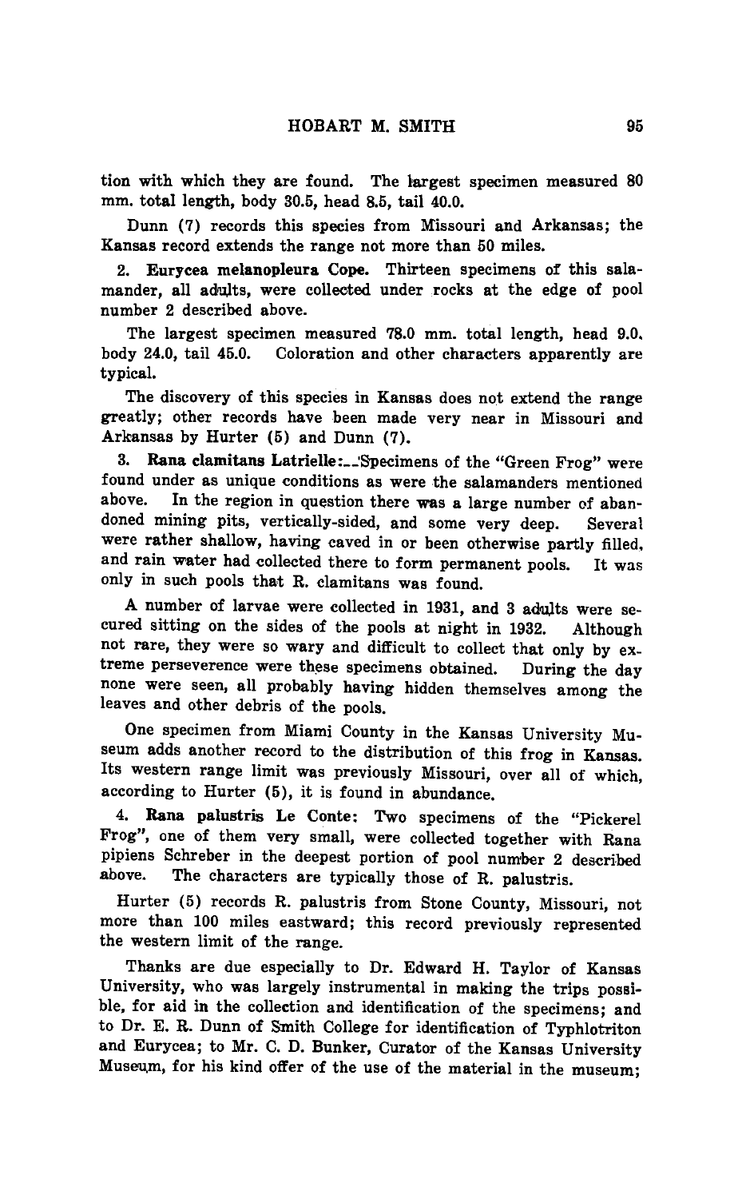tion with which they are found. The largest specimen measured 80 mm. total length, body 30.5, head 8.5, tail 40.0.

Dunn (7) records this species from Missouri and Arkansas; the Kansas record extends the range not more than 50 miles.

2. **Eurycea melanopleura Cope.** Thirteen specimens of this salamander, all adults, were collected under rocks at the edge of pool number 2 described above.

The largest specimen measured 78.0 mm. total length, head 9.0, body 24.0, tail 45.0. Coloration and other characters apparently are typical.

The discovery of this species in Kansas does not extend the range greatly; other records have been made very near in Missouri and Arkansas by Hurter (5) and Dunn (7).

3. **Rana clamitans Latrielle:**—Specimens of the "Green Frog" were found under as unique conditions as were the salamanders mentioned above. In the region in question there was a large number of abandoned mining pits, vertically-sided, and some very deep. Several were rather shallow, having caved in or been otherwise partly filled, and rain water had collected there to form permanent pools. It was only in such pools that R. clamitans was found.

A number of larvae were collected in 1931, and 3 adults were secured sitting on the sides of the pools at night in 1932. Although not rare, they were so wary and difficult to collect that only by extreme perseverence were these specimens obtained. During the day none were seen, all probably having hidden themselves among the leaves and other debris of the pools.

One specimen from Miami County in the Kansas University Museum adds another record to the distribution of this frog in Kansas. Its western range limit was previously Missouri, over all of which, according to Hurter (5), it is found in abundance.

4. **Rana palustris Le Conte:** Two specimens of the "Pickerel Frog", one of them very small, were collected together with Rana pipiens Schreber in the deepest portion of pool number 2 described above. The characters are typically those of R. palustris.

Hurter (5) records R. palustris from Stone County, Missouri, not more than 100 miles eastward; this record previously represented the western limit of the range.

Thanks are due especially to Dr. Edward H. Taylor of Kansas University, who was largely instrumental in making the trips possible, for aid in the collection and identification of the specimens; and to Dr. E. R. Dunn of Smith College for identification of Typhlotriton and Eurycea; to Mr. C. D. Bunker, Curator of the Kansas University Museum, for his kind offer of the use of the material in the museum;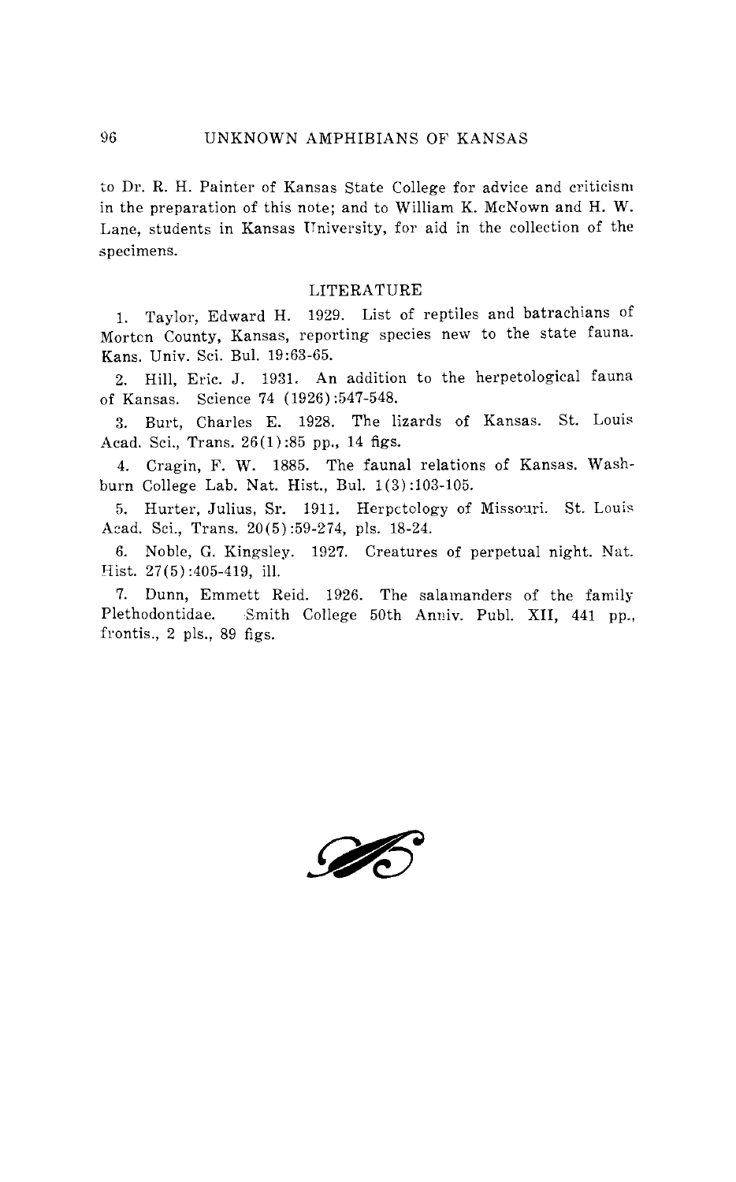to Dr. R. H. Painter of Kansas State College for advice and criticism in the preparation of this note; and to William K. McNown and H. W. Lane, students in Kansas University, for aid in the collection of the specimens.

## LITERATURE

1. Taylor, Edward H. 1929. List of reptiles and batrachians of Morton County, Kansas, reporting species new to the state fauna. Kans. Univ. Sci. Bul. 19:63-65.

2. Hill, Eric. J. 1931. An addition to the herpetological fauna of Kansas. Science 74 (1926):547-548.

3. Burt, Charles E. 1928. The lizards of Kansas. St. Louis Acad. Sci., Trans. 26(1):85 pp., 14 figs.

4. Cragin, F. W. 1885. The faunal relations of Kansas. Washburn College Lab. Nat. Hist., Bul. 1(3):103-105.

5. Hurter, Julius, Sr. 1911. Herpetology of Missouri. St. Louis Acad. Sci., Trans. 20(5):59-274, pls. 18-24.

6. Noble, G. Kingsley. 1927. Creatures of perpetual night. Nat. Hist. 27(5):405-419, ill.

7. Dunn, Emmett Reid. 1926. The salamanders of the family Plethodontidae. Smith College 50th Anniv. Publ. XII, 441 pp., frontis., 2 pls., 89 figs.